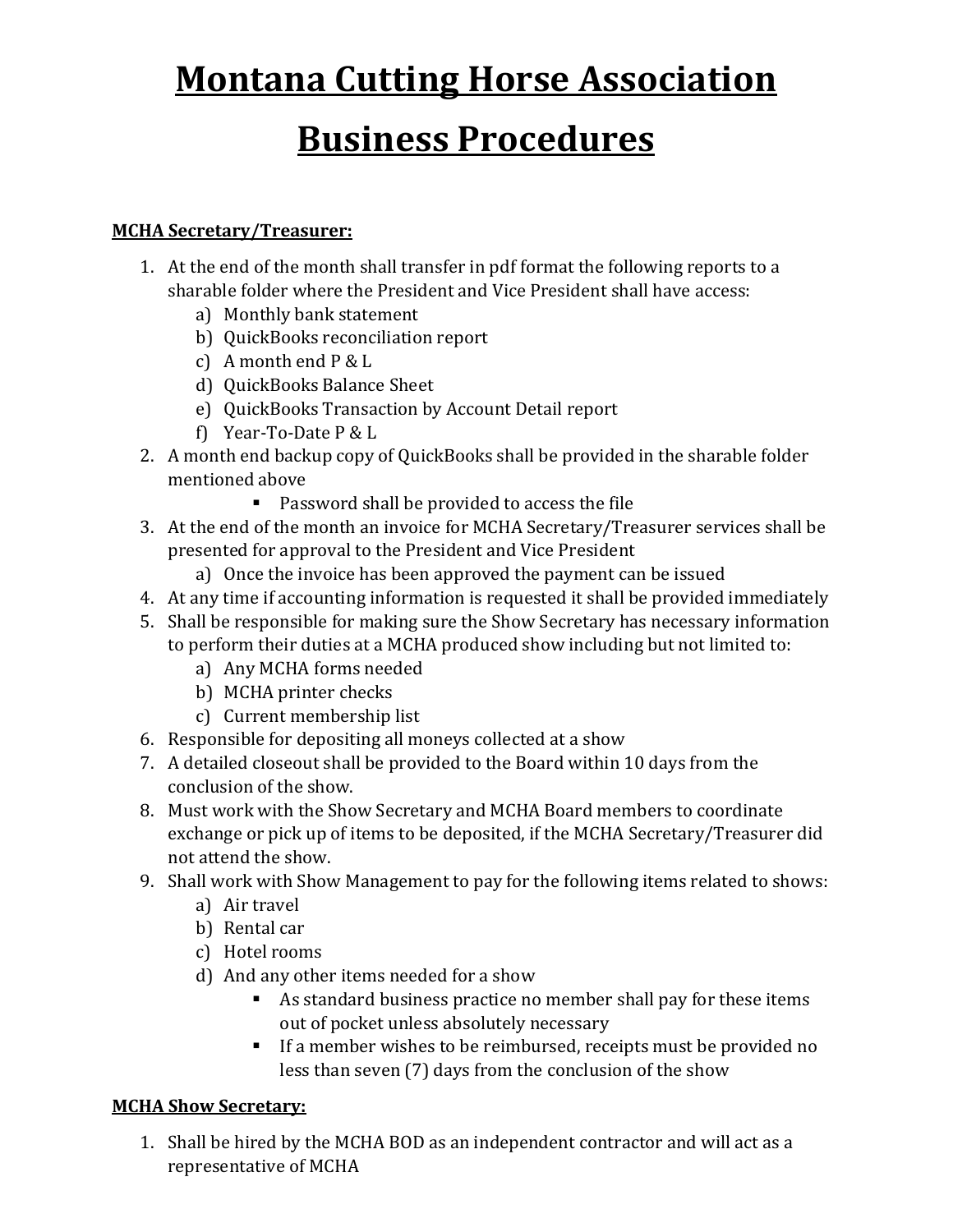# Montana Cutting Horse Association

# Business Procedures

**MCHA Secretary/Treasurer:**

1. At the end of the month shall transfer in pdf format the following reports to a sharable folder where the President and Vice President shall have access:
   a) Monthly bank statement
   b) QuickBooks reconciliation report
   c) A month end P & L
   d) QuickBooks Balance Sheet
   e) QuickBooks Transaction by Account Detail report
   f) Year-To-Date P & L
2. A month end backup copy of QuickBooks shall be provided in the sharable folder mentioned above
   - Password shall be provided to access the file
3. At the end of the month an invoice for MCHA Secretary/Treasurer services shall be presented for approval to the President and Vice President
   a) Once the invoice has been approved the payment can be issued
4. At any time if accounting information is requested it shall be provided immediately
5. Shall be responsible for making sure the Show Secretary has necessary information to perform their duties at a MCHA produced show including but not limited to:
   a) Any MCHA forms needed
   b) MCHA printer checks
   c) Current membership list
6. Responsible for depositing all moneys collected at a show
7. A detailed closeout shall be provided to the Board within 10 days from the conclusion of the show.
8. Must work with the Show Secretary and MCHA Board members to coordinate exchange or pick up of items to be deposited, if the MCHA Secretary/Treasurer did not attend the show.
9. Shall work with Show Management to pay for the following items related to shows:
   a) Air travel
   b) Rental car
   c) Hotel rooms
   d) And any other items needed for a show
      - As standard business practice no member shall pay for these items out of pocket unless absolutely necessary
      - If a member wishes to be reimbursed, receipts must be provided no less than seven (7) days from the conclusion of the show

**MCHA Show Secretary:**

1. Shall be hired by the MCHA BOD as an independent contractor and will act as a representative of MCHA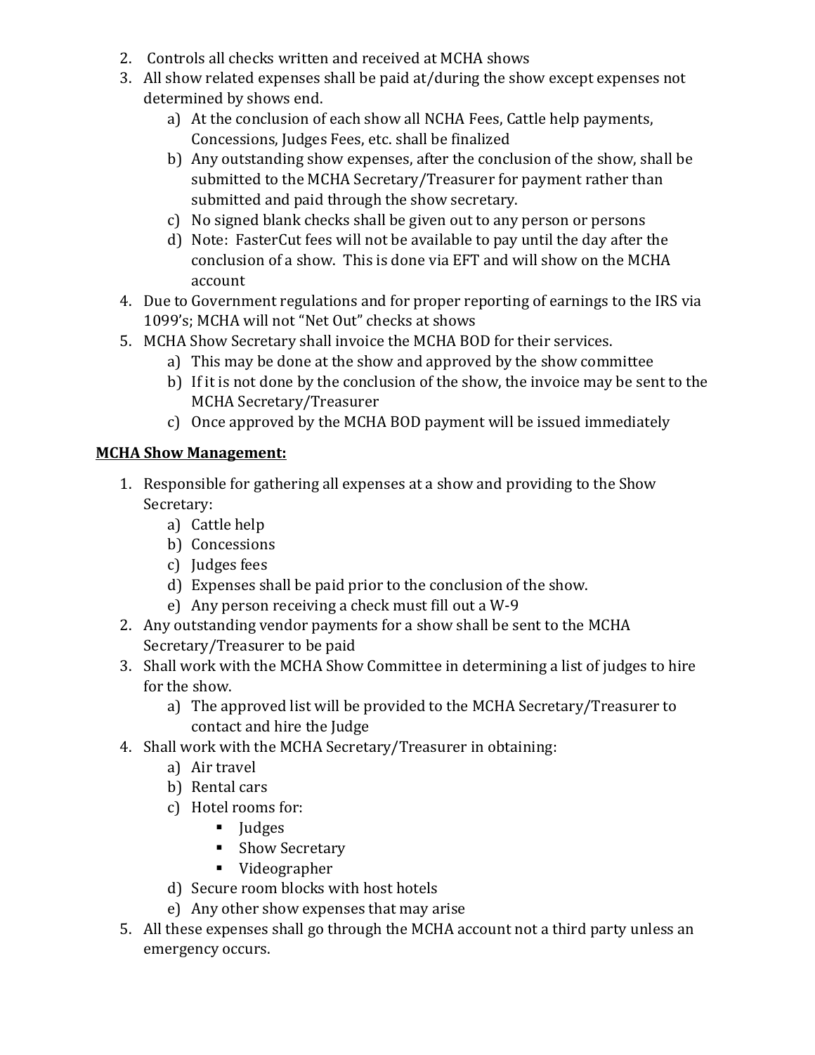2. Controls all checks written and received at MCHA shows
3. All show related expenses shall be paid at/during the show except expenses not determined by shows end.
    a) At the conclusion of each show all NCHA Fees, Cattle help payments, Concessions, Judges Fees, etc. shall be finalized
    b) Any outstanding show expenses, after the conclusion of the show, shall be submitted to the MCHA Secretary/Treasurer for payment rather than submitted and paid through the show secretary.
    c) No signed blank checks shall be given out to any person or persons
    d) Note: FasterCut fees will not be available to pay until the day after the conclusion of a show. This is done via EFT and will show on the MCHA account
4. Due to Government regulations and for proper reporting of earnings to the IRS via 1099's; MCHA will not "Net Out" checks at shows
5. MCHA Show Secretary shall invoice the MCHA BOD for their services.
    a) This may be done at the show and approved by the show committee
    b) If it is not done by the conclusion of the show, the invoice may be sent to the MCHA Secretary/Treasurer
    c) Once approved by the MCHA BOD payment will be issued immediately

**MCHA Show Management:**

1. Responsible for gathering all expenses at a show and providing to the Show Secretary:
    a) Cattle help
    b) Concessions
    c) Judges fees
    d) Expenses shall be paid prior to the conclusion of the show.
    e) Any person receiving a check must fill out a W-9
2. Any outstanding vendor payments for a show shall be sent to the MCHA Secretary/Treasurer to be paid
3. Shall work with the MCHA Show Committee in determining a list of judges to hire for the show.
    a) The approved list will be provided to the MCHA Secretary/Treasurer to contact and hire the Judge
4. Shall work with the MCHA Secretary/Treasurer in obtaining:
    a) Air travel
    b) Rental cars
    c) Hotel rooms for:
        - Judges
        - Show Secretary
        - Videographer
    d) Secure room blocks with host hotels
    e) Any other show expenses that may arise
5. All these expenses shall go through the MCHA account not a third party unless an emergency occurs.